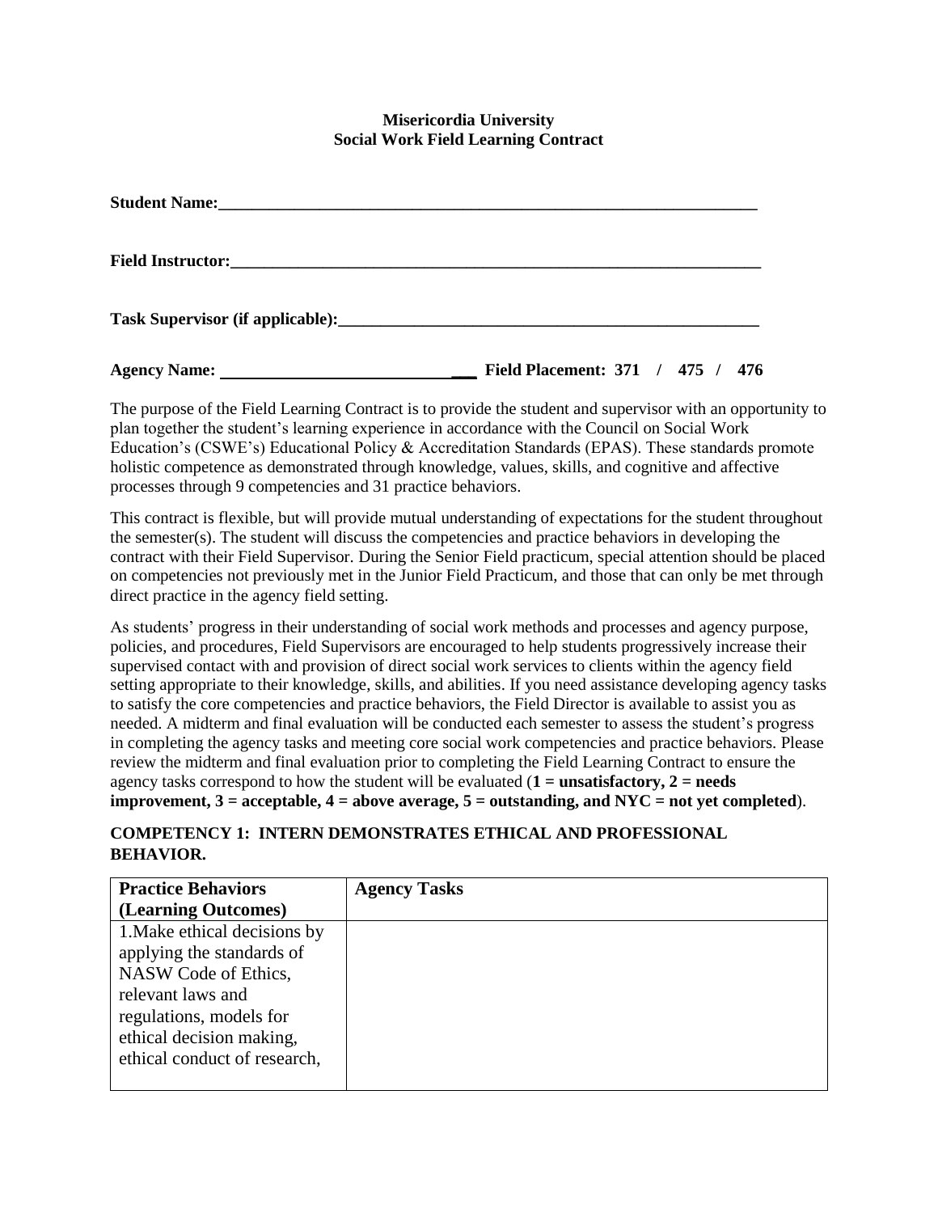**Misericordia University**
**Social Work Field Learning Contract**

**Student Name:**___________________________________________________________________

**Field Instructor:**__________________________________________________________________

**Task Supervisor (if applicable):**_____________________________________________________

**Agency Name:** ________________________________ **Field Placement: 371 / 475 / 476**

The purpose of the Field Learning Contract is to provide the student and supervisor with an opportunity to plan together the student's learning experience in accordance with the Council on Social Work Education's (CSWE's) Educational Policy & Accreditation Standards (EPAS). These standards promote holistic competence as demonstrated through knowledge, values, skills, and cognitive and affective processes through 9 competencies and 31 practice behaviors.

This contract is flexible, but will provide mutual understanding of expectations for the student throughout the semester(s). The student will discuss the competencies and practice behaviors in developing the contract with their Field Supervisor. During the Senior Field practicum, special attention should be placed on competencies not previously met in the Junior Field Practicum, and those that can only be met through direct practice in the agency field setting.

As students' progress in their understanding of social work methods and processes and agency purpose, policies, and procedures, Field Supervisors are encouraged to help students progressively increase their supervised contact with and provision of direct social work services to clients within the agency field setting appropriate to their knowledge, skills, and abilities. If you need assistance developing agency tasks to satisfy the core competencies and practice behaviors, the Field Director is available to assist you as needed. A midterm and final evaluation will be conducted each semester to assess the student's progress in completing the agency tasks and meeting core social work competencies and practice behaviors. Please review the midterm and final evaluation prior to completing the Field Learning Contract to ensure the agency tasks correspond to how the student will be evaluated (**1 = unsatisfactory, 2 = needs improvement, 3 = acceptable, 4 = above average, 5 = outstanding, and NYC = not yet completed**).

## COMPETENCY 1: INTERN DEMONSTRATES ETHICAL AND PROFESSIONAL BEHAVIOR.

| **Practice Behaviors (Learning Outcomes)** | **Agency Tasks** |
|---|---|
| 1.Make ethical decisions by applying the standards of NASW Code of Ethics, relevant laws and regulations, models for ethical decision making, ethical conduct of research, | |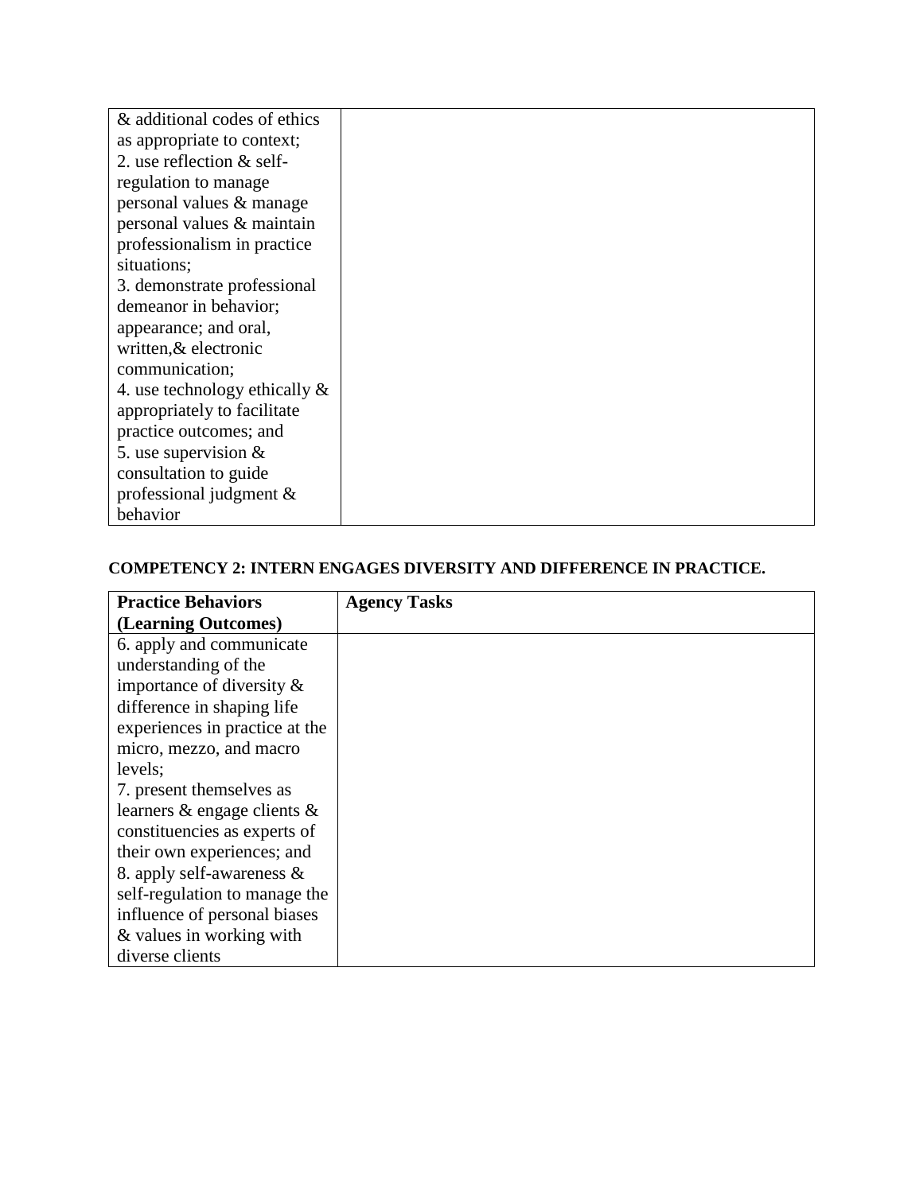| | |
|---|---|
| & additional codes of ethics as appropriate to context;<br>2. use reflection & self-regulation to manage personal values & manage personal values & maintain professionalism in practice situations;<br>3. demonstrate professional demeanor in behavior; appearance; and oral, written,& electronic communication;<br>4. use technology ethically & appropriately to facilitate practice outcomes; and<br>5. use supervision & consultation to guide professional judgment & behavior | |

**COMPETENCY 2: INTERN ENGAGES DIVERSITY AND DIFFERENCE IN PRACTICE.**

| Practice Behaviors (Learning Outcomes) | Agency Tasks |
|---|---|
| 6. apply and communicate understanding of the importance of diversity & difference in shaping life experiences in practice at the micro, mezzo, and macro levels;<br>7. present themselves as learners & engage clients & constituencies as experts of their own experiences; and<br>8. apply self-awareness & self-regulation to manage the influence of personal biases & values in working with diverse clients | |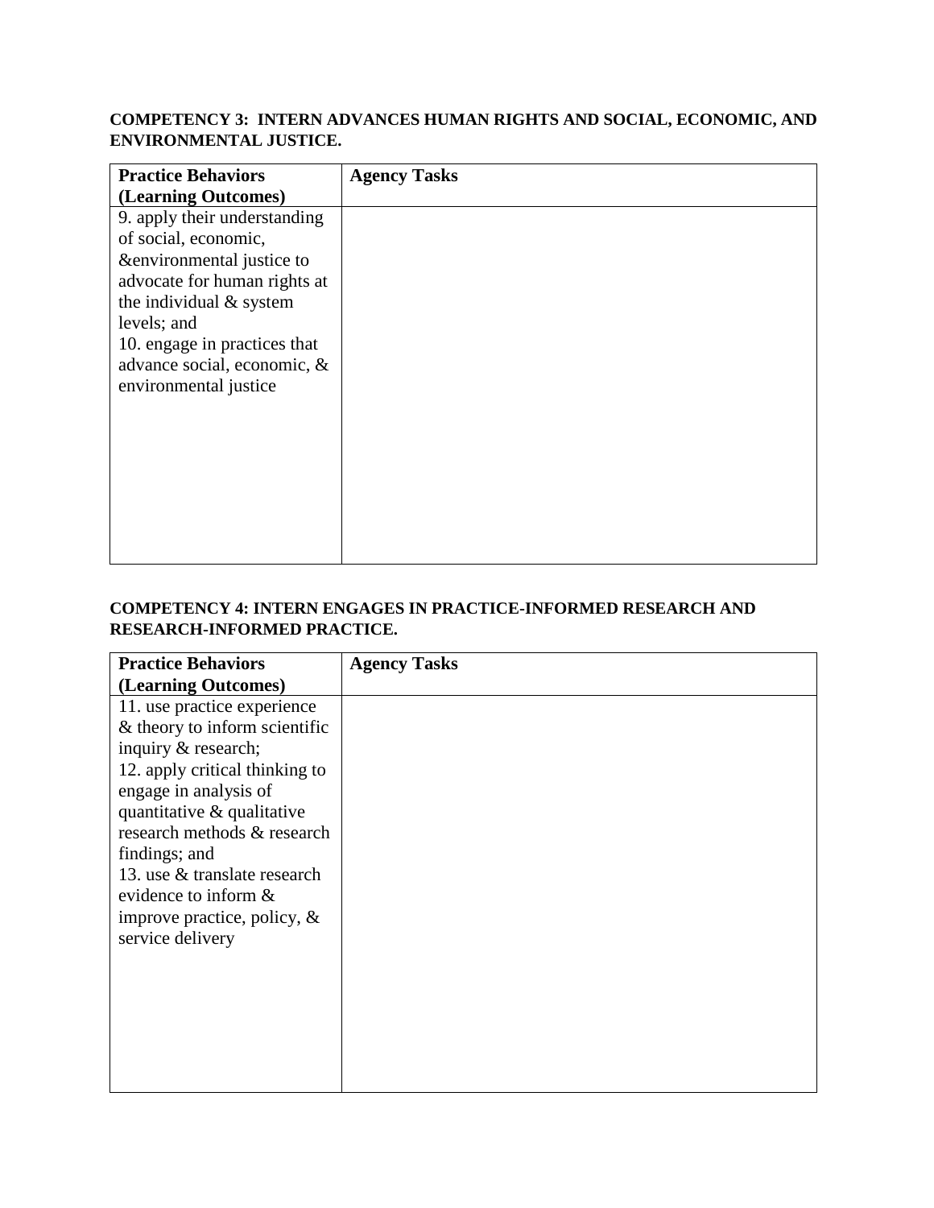**COMPETENCY 3: INTERN ADVANCES HUMAN RIGHTS AND SOCIAL, ECONOMIC, AND ENVIRONMENTAL JUSTICE.**

| **Practice Behaviors (Learning Outcomes)** | **Agency Tasks** |
|---|---|
| 9. apply their understanding of social, economic, &environmental justice to advocate for human rights at the individual & system levels; and<br>10. engage in practices that advance social, economic, & environmental justice | |

**COMPETENCY 4: INTERN ENGAGES IN PRACTICE-INFORMED RESEARCH AND RESEARCH-INFORMED PRACTICE.**

| **Practice Behaviors (Learning Outcomes)** | **Agency Tasks** |
|---|---|
| 11. use practice experience & theory to inform scientific inquiry & research;<br>12. apply critical thinking to engage in analysis of quantitative & qualitative research methods & research findings; and<br>13. use & translate research evidence to inform & improve practice, policy, & service delivery | |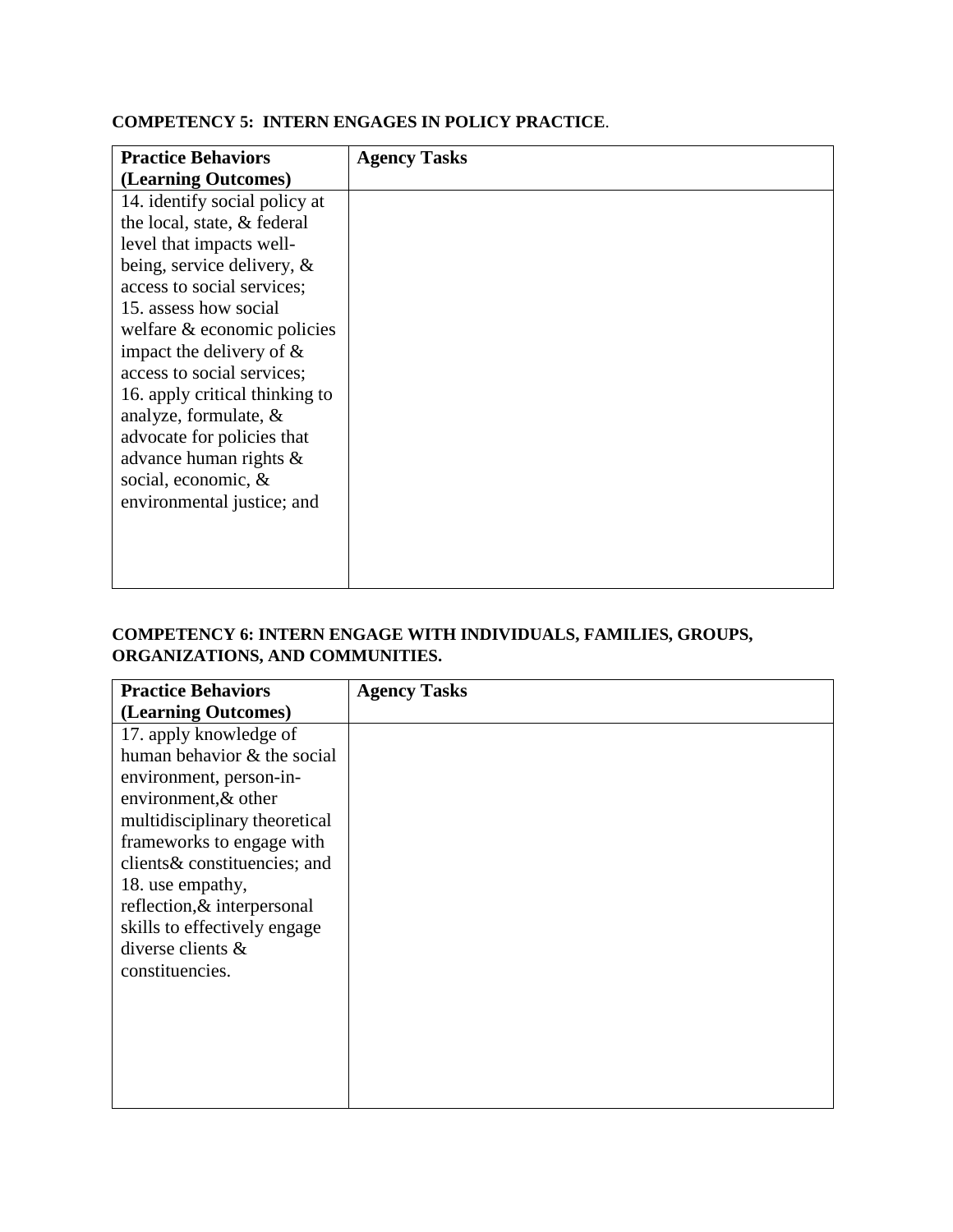**COMPETENCY 5: INTERN ENGAGES IN POLICY PRACTICE**.

| Practice Behaviors (Learning Outcomes) | Agency Tasks |
|---|---|
| 14. identify social policy at the local, state, & federal level that impacts well-being, service delivery, & access to social services;<br>15. assess how social welfare & economic policies impact the delivery of & access to social services;<br>16. apply critical thinking to analyze, formulate, & advocate for policies that advance human rights & social, economic, & environmental justice; and | |

**COMPETENCY 6: INTERN ENGAGE WITH INDIVIDUALS, FAMILIES, GROUPS, ORGANIZATIONS, AND COMMUNITIES.**

| Practice Behaviors (Learning Outcomes) | Agency Tasks |
|---|---|
| 17. apply knowledge of human behavior & the social environment, person-in-environment,& other multidisciplinary theoretical frameworks to engage with clients& constituencies; and<br>18. use empathy, reflection,& interpersonal skills to effectively engage diverse clients & constituencies. | |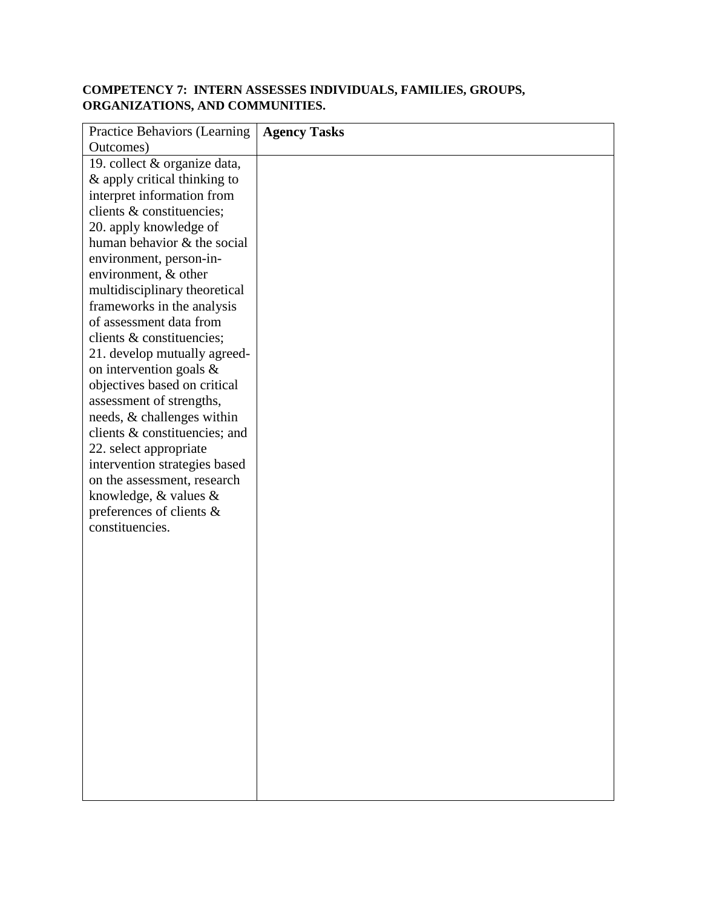**COMPETENCY 7: INTERN ASSESSES INDIVIDUALS, FAMILIES, GROUPS, ORGANIZATIONS, AND COMMUNITIES.**

| Practice Behaviors (Learning Outcomes) | **Agency Tasks** |
|---|---|
| 19. collect & organize data, & apply critical thinking to interpret information from clients & constituencies;<br>20. apply knowledge of human behavior & the social environment, person-in-environment, & other multidisciplinary theoretical frameworks in the analysis of assessment data from clients & constituencies;<br>21. develop mutually agreed-on intervention goals & objectives based on critical assessment of strengths, needs, & challenges within clients & constituencies; and<br>22. select appropriate intervention strategies based on the assessment, research knowledge, & values & preferences of clients & constituencies. | |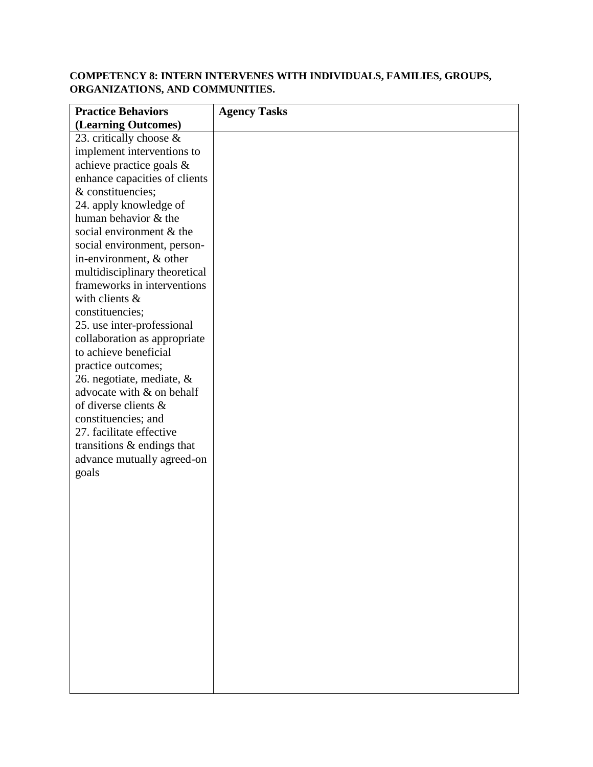**COMPETENCY 8: INTERN INTERVENES WITH INDIVIDUALS, FAMILIES, GROUPS, ORGANIZATIONS, AND COMMUNITIES.**

| **Practice Behaviors (Learning Outcomes)** | **Agency Tasks** |
| --- | --- |
| 23. critically choose & implement interventions to achieve practice goals & enhance capacities of clients & constituencies;<br>24. apply knowledge of human behavior & the social environment & the social environment, person-in-environment, & other multidisciplinary theoretical frameworks in interventions with clients & constituencies;<br>25. use inter-professional collaboration as appropriate to achieve beneficial practice outcomes;<br>26. negotiate, mediate, & advocate with & on behalf of diverse clients & constituencies; and<br>27. facilitate effective transitions & endings that advance mutually agreed-on goals | |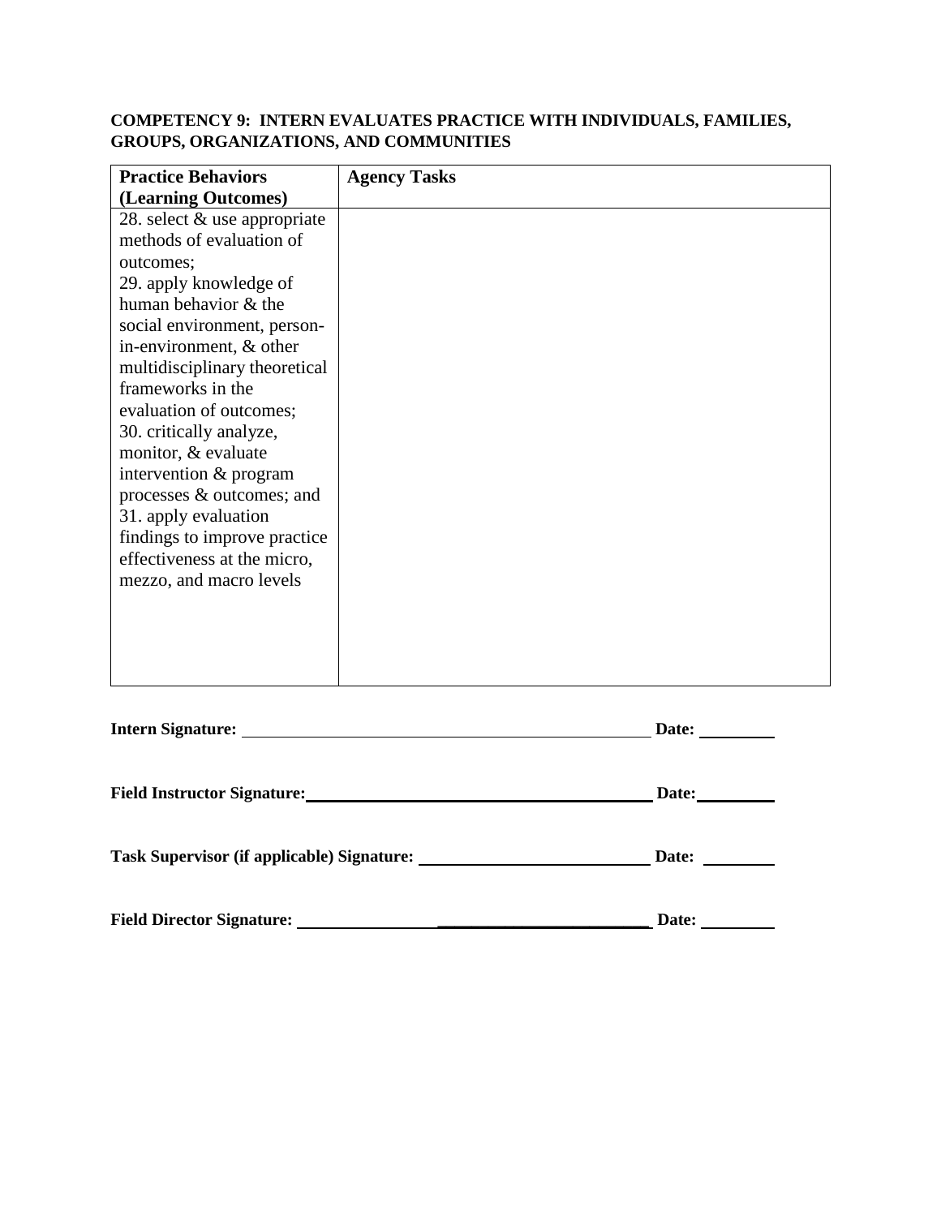**COMPETENCY 9: INTERN EVALUATES PRACTICE WITH INDIVIDUALS, FAMILIES, GROUPS, ORGANIZATIONS, AND COMMUNITIES**

| **Practice Behaviors (Learning Outcomes)** | **Agency Tasks** |
|---|---|
| 28. select & use appropriate methods of evaluation of outcomes;<br>29. apply knowledge of human behavior & the social environment, person-in-environment, & other multidisciplinary theoretical frameworks in the evaluation of outcomes;<br>30. critically analyze, monitor, & evaluate intervention & program processes & outcomes; and<br>31. apply evaluation findings to improve practice effectiveness at the micro, mezzo, and macro levels | |

**Intern Signature:** ________________________________________________ **Date:** _________

**Field Instructor Signature:** ________________________________________ **Date:** _________

**Task Supervisor (if applicable) Signature:** ___________________________ **Date:** _________

**Field Director Signature:** __________________________________________ **Date:** _________